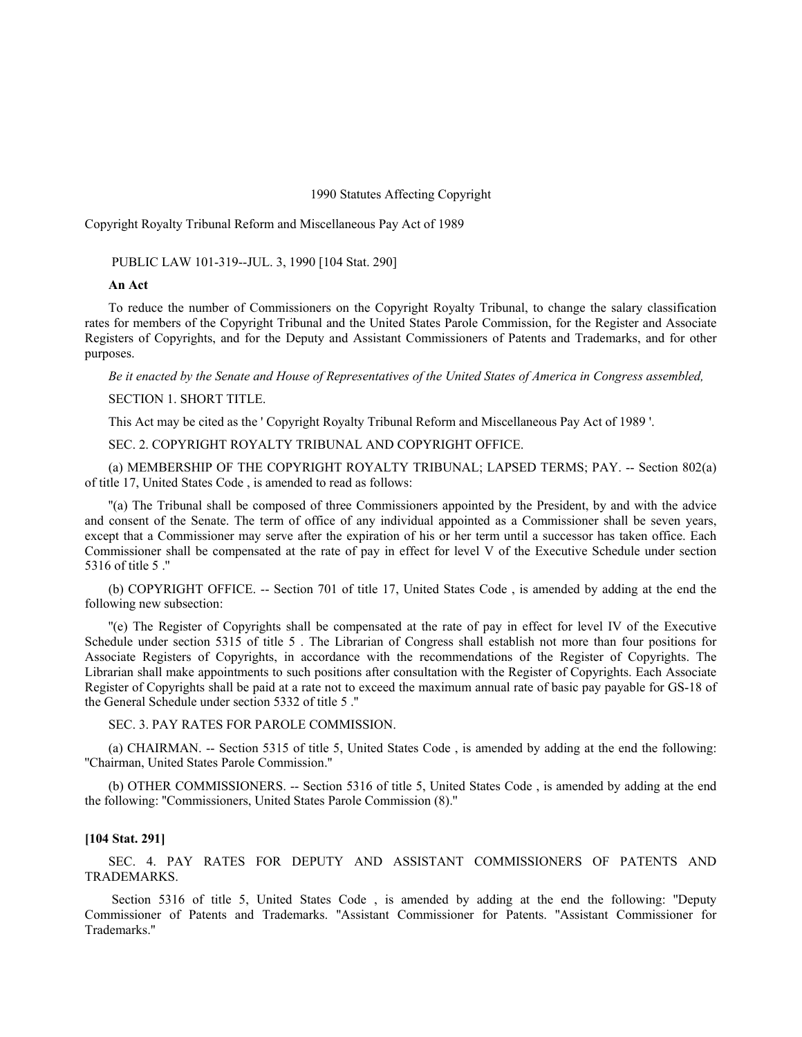1990 Statutes Affecting Copyright

Copyright Royalty Tribunal Reform and Miscellaneous Pay Act of 1989

PUBLIC LAW 101-319--JUL. 3, 1990 [104 Stat. 290]

**An Act**

To reduce the number of Commissioners on the Copyright Royalty Tribunal, to change the salary classification rates for members of the Copyright Tribunal and the United States Parole Commission, for the Register and Associate Registers of Copyrights, and for the Deputy and Assistant Commissioners of Patents and Trademarks, and for other purposes.

*Be it enacted by the Senate and House of Representatives of the United States of America in Congress assembled,*

SECTION 1. SHORT TITLE.

This Act may be cited as the ' Copyright Royalty Tribunal Reform and Miscellaneous Pay Act of 1989 '.

SEC. 2. COPYRIGHT ROYALTY TRIBUNAL AND COPYRIGHT OFFICE.

(a) MEMBERSHIP OF THE COPYRIGHT ROYALTY TRIBUNAL; LAPSED TERMS; PAY. -- Section 802(a) of title 17, United States Code , is amended to read as follows:

"(a) The Tribunal shall be composed of three Commissioners appointed by the President, by and with the advice and consent of the Senate. The term of office of any individual appointed as a Commissioner shall be seven years, except that a Commissioner may serve after the expiration of his or her term until a successor has taken office. Each Commissioner shall be compensated at the rate of pay in effect for level V of the Executive Schedule under section 5316 of title 5 ."

(b) COPYRIGHT OFFICE. -- Section 701 of title 17, United States Code , is amended by adding at the end the following new subsection:

"(e) The Register of Copyrights shall be compensated at the rate of pay in effect for level IV of the Executive Schedule under section 5315 of title 5 . The Librarian of Congress shall establish not more than four positions for Associate Registers of Copyrights, in accordance with the recommendations of the Register of Copyrights. The Librarian shall make appointments to such positions after consultation with the Register of Copyrights. Each Associate Register of Copyrights shall be paid at a rate not to exceed the maximum annual rate of basic pay payable for GS-18 of the General Schedule under section 5332 of title 5 ."

SEC. 3. PAY RATES FOR PAROLE COMMISSION.

(a) CHAIRMAN. -- Section 5315 of title 5, United States Code , is amended by adding at the end the following: "Chairman, United States Parole Commission."

(b) OTHER COMMISSIONERS. -- Section 5316 of title 5, United States Code , is amended by adding at the end the following: "Commissioners, United States Parole Commission (8)."

**[104 Stat. 291]**

SEC. 4. PAY RATES FOR DEPUTY AND ASSISTANT COMMISSIONERS OF PATENTS AND TRADEMARKS.

Section 5316 of title 5, United States Code , is amended by adding at the end the following: "Deputy Commissioner of Patents and Trademarks. "Assistant Commissioner for Patents. "Assistant Commissioner for Trademarks."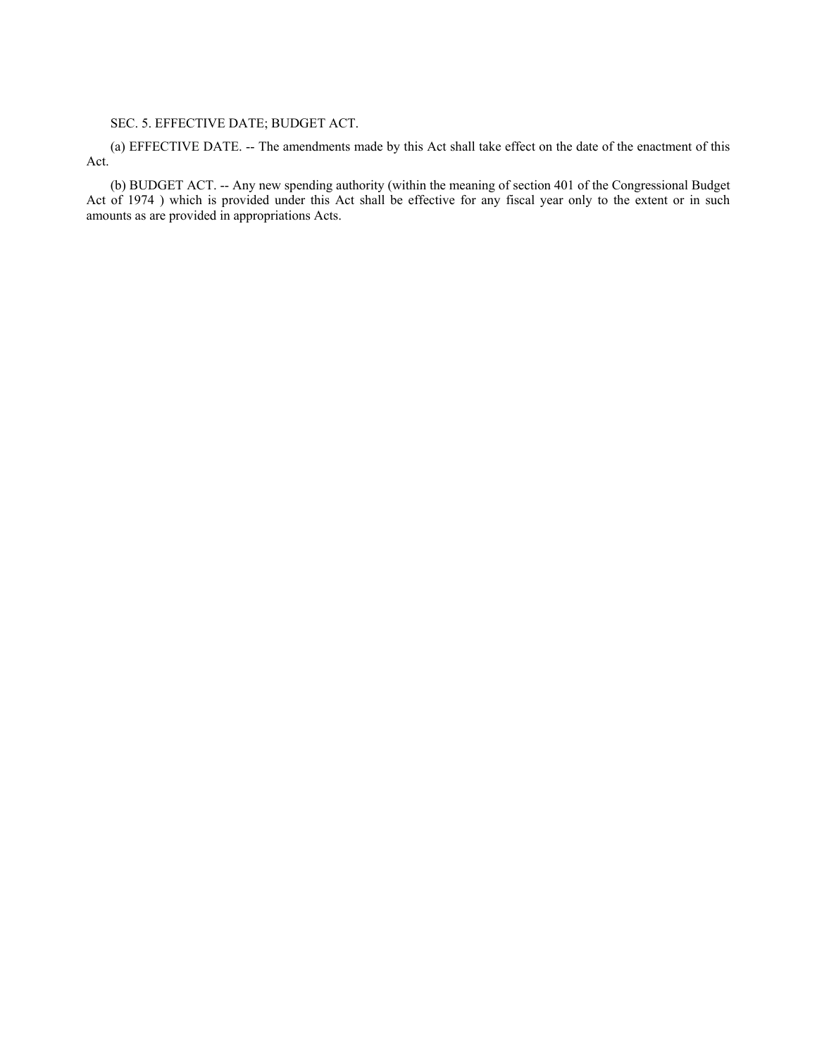SEC. 5. EFFECTIVE DATE; BUDGET ACT.

(a) EFFECTIVE DATE. -- The amendments made by this Act shall take effect on the date of the enactment of this Act.

(b) BUDGET ACT. -- Any new spending authority (within the meaning of section 401 of the Congressional Budget Act of 1974 ) which is provided under this Act shall be effective for any fiscal year only to the extent or in such amounts as are provided in appropriations Acts.